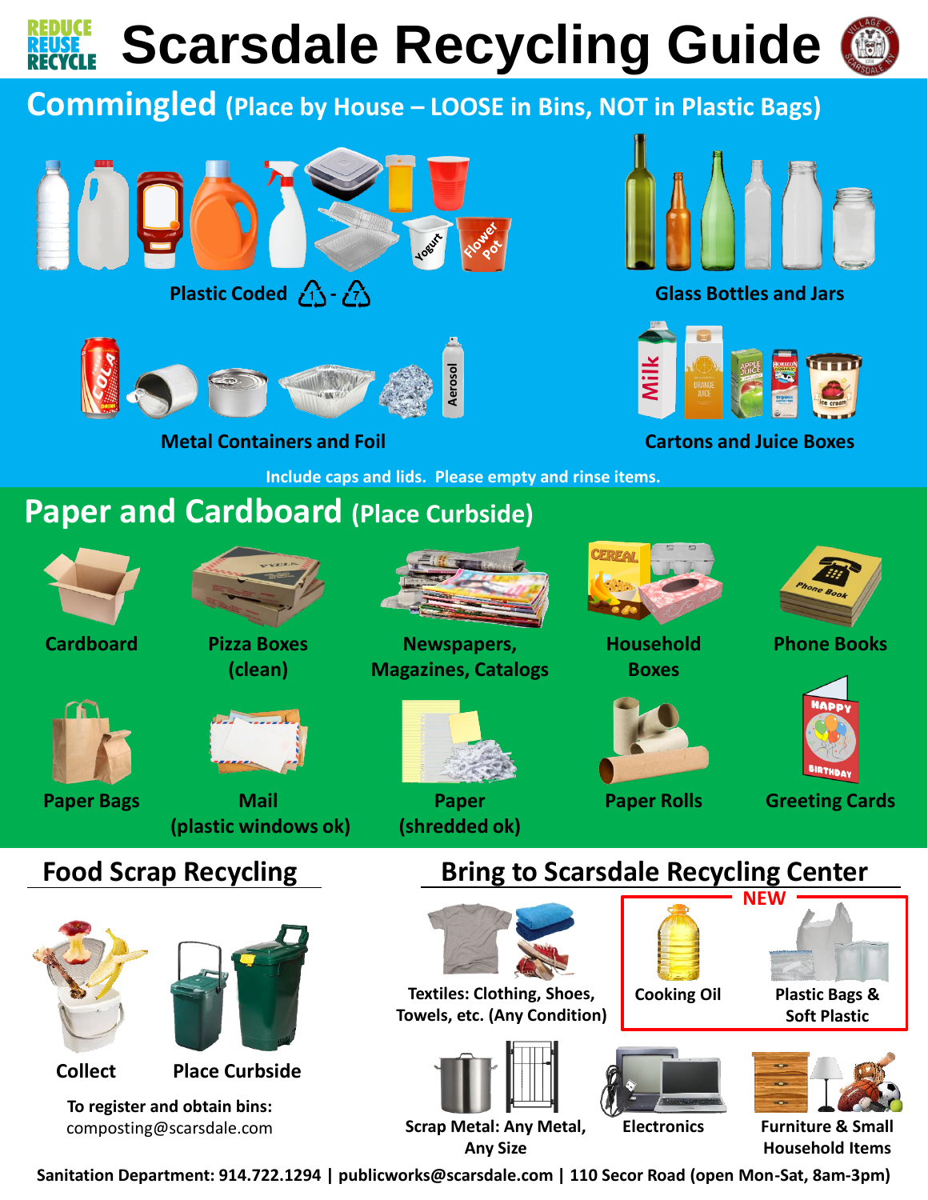REDUCE REUSE RECYCLE

# Scarsdale Recycling Guide

## Commingled (Place by House – LOOSE in Bins, NOT in Plastic Bags)

**Plastic Coded 1 - 7**

**Glass Bottles and Jars**

**Metal Containers and Foil**

**Cartons and Juice Boxes**

Include caps and lids. Please empty and rinse items.

## Paper and Cardboard (Place Curbside)

- **Cardboard**
- **Pizza Boxes (clean)**
- **Newspapers, Magazines, Catalogs**
- **Household Boxes**
- **Phone Books**
- **Paper Bags**
- **Mail (plastic windows ok)**
- **Paper (shredded ok)**
- **Paper Rolls**
- **Greeting Cards**

## Food Scrap Recycling

**Collect**

**Place Curbside**

To register and obtain bins:
composting@scarsdale.com

## Bring to Scarsdale Recycling Center

- **Textiles: Clothing, Shoes, Towels, etc. (Any Condition)**

**NEW**

- **Cooking Oil**
- **Plastic Bags & Soft Plastic**

- **Scrap Metal: Any Metal, Any Size**
- **Electronics**
- **Furniture & Small Household Items**

**Sanitation Department: 914.722.1294 | publicworks@scarsdale.com | 110 Secor Road (open Mon-Sat, 8am-3pm)**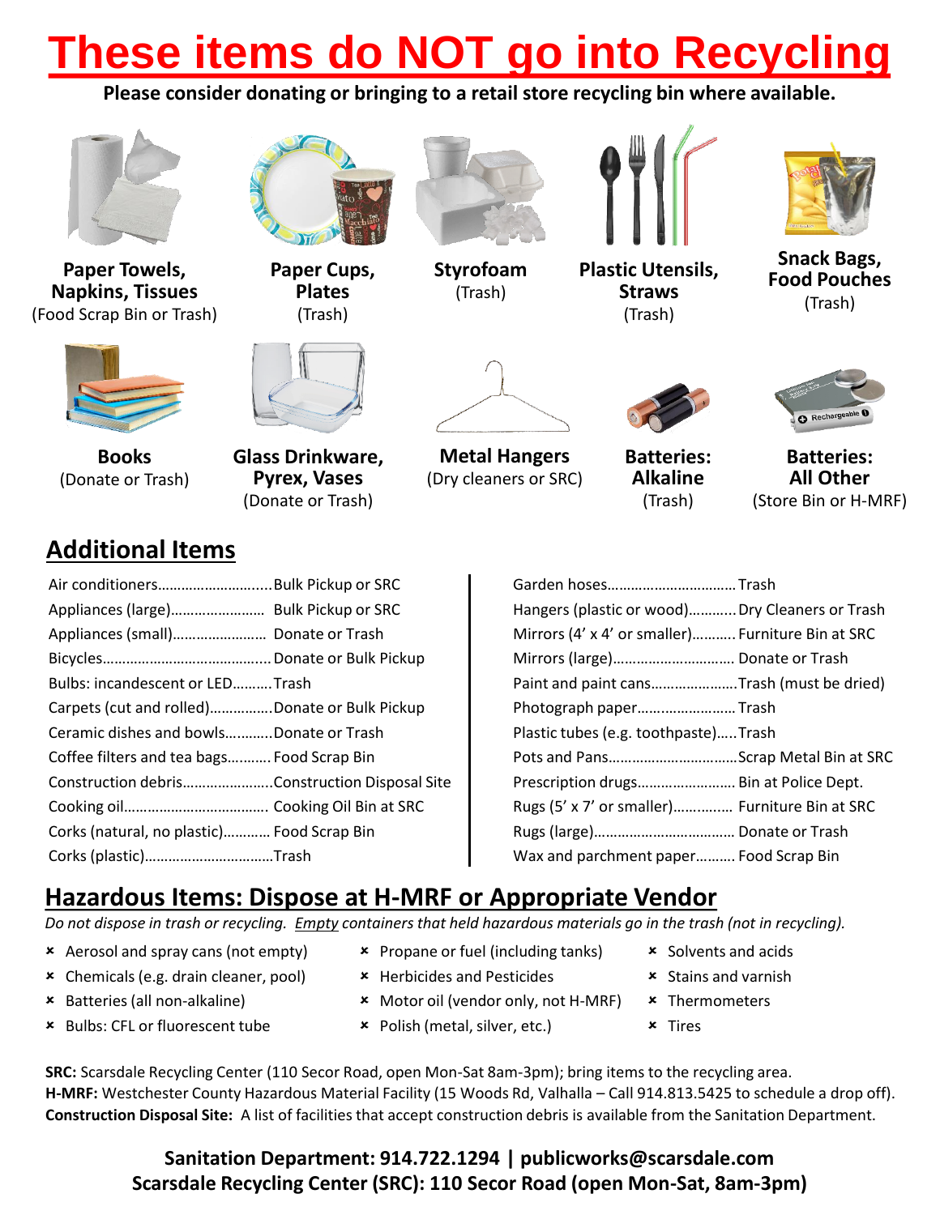# These items do NOT go into Recycling

**Please consider donating or bringing to a retail store recycling bin where available.**

**Paper Towels, Napkins, Tissues**
(Food Scrap Bin or Trash)

**Paper Cups, Plates**
(Trash)

**Styrofoam**
(Trash)

**Plastic Utensils, Straws**
(Trash)

**Snack Bags, Food Pouches**
(Trash)

**Books**
(Donate or Trash)

**Glass Drinkware, Pyrex, Vases**
(Donate or Trash)

**Metal Hangers**
(Dry cleaners or SRC)

**Batteries: Alkaline**
(Trash)

**Batteries: All Other**
(Store Bin or H-MRF)

## Additional Items

| | |
|---|---|
| Air conditioners | Bulk Pickup or SRC |
| Appliances (large) | Bulk Pickup or SRC |
| Appliances (small) | Donate or Trash |
| Bicycles | Donate or Bulk Pickup |
| Bulbs: incandescent or LED | Trash |
| Carpets (cut and rolled) | Donate or Bulk Pickup |
| Ceramic dishes and bowls | Donate or Trash |
| Coffee filters and tea bags | Food Scrap Bin |
| Construction debris | Construction Disposal Site |
| Cooking oil | Cooking Oil Bin at SRC |
| Corks (natural, no plastic) | Food Scrap Bin |
| Corks (plastic) | Trash |
| Garden hoses | Trash |
| Hangers (plastic or wood) | Dry Cleaners or Trash |
| Mirrors (4' x 4' or smaller) | Furniture Bin at SRC |
| Mirrors (large) | Donate or Trash |
| Paint and paint cans | Trash (must be dried) |
| Photograph paper | Trash |
| Plastic tubes (e.g. toothpaste) | Trash |
| Pots and Pans | Scrap Metal Bin at SRC |
| Prescription drugs | Bin at Police Dept. |
| Rugs (5' x 7' or smaller) | Furniture Bin at SRC |
| Rugs (large) | Donate or Trash |
| Wax and parchment paper | Food Scrap Bin |

## Hazardous Items: Dispose at H-MRF or Appropriate Vendor

*Do not dispose in trash or recycling. Empty containers that held hazardous materials go in the trash (not in recycling).*

- Aerosol and spray cans (not empty)
- Chemicals (e.g. drain cleaner, pool)
- Batteries (all non-alkaline)
- Bulbs: CFL or fluorescent tube
- Propane or fuel (including tanks)
- Herbicides and Pesticides
- Motor oil (vendor only, not H-MRF)
- Polish (metal, silver, etc.)
- Solvents and acids
- Stains and varnish
- Thermometers
- Tires

**SRC:** Scarsdale Recycling Center (110 Secor Road, open Mon-Sat 8am-3pm); bring items to the recycling area.
**H-MRF:** Westchester County Hazardous Material Facility (15 Woods Rd, Valhalla – Call 914.813.5425 to schedule a drop off).
**Construction Disposal Site:** A list of facilities that accept construction debris is available from the Sanitation Department.

**Sanitation Department: 914.722.1294 | publicworks@scarsdale.com**
**Scarsdale Recycling Center (SRC): 110 Secor Road (open Mon-Sat, 8am-3pm)**